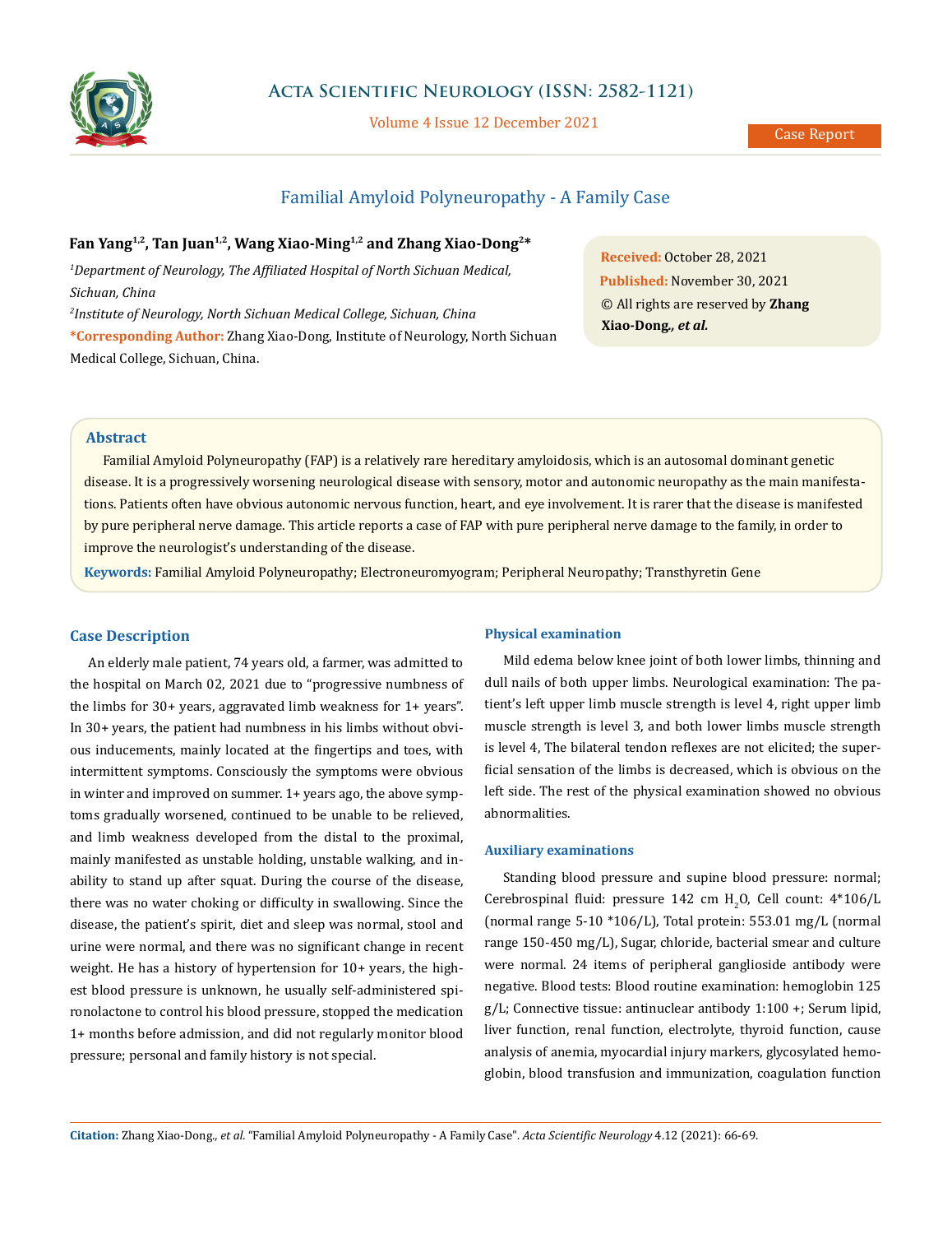# Familial Amyloid Polyneuropathy - A Family Case

**Fan Yang[1,2], Tan Juan[1,2], Wang Xiao-Ming[1,2] and Zhang Xiao-Dong[2]***

*[1]Department of Neurology, The Affiliated Hospital of North Sichuan Medical, Sichuan, China*

*[2]Institute of Neurology, North Sichuan Medical College, Sichuan, China*

***Corresponding Author:** Zhang Xiao-Dong, Institute of Neurology, North Sichuan Medical College, Sichuan, China.

**Received:** October 28, 2021

**Published:** November 30, 2021

© All rights are reserved by **Zhang Xiao-Dong*, et al.***

## Abstract

Familial Amyloid Polyneuropathy (FAP) is a relatively rare hereditary amyloidosis, which is an autosomal dominant genetic disease. It is a progressively worsening neurological disease with sensory, motor and autonomic neuropathy as the main manifestations. Patients often have obvious autonomic nervous function, heart, and eye involvement. It is rarer that the disease is manifested by pure peripheral nerve damage. This article reports a case of FAP with pure peripheral nerve damage to the family, in order to improve the neurologist's understanding of the disease.

**Keywords:** Familial Amyloid Polyneuropathy; Electroneuromyogram; Peripheral Neuropathy; Transthyretin Gene

## Case Description

An elderly male patient, 74 years old, a farmer, was admitted to the hospital on March 02, 2021 due to "progressive numbness of the limbs for 30+ years, aggravated limb weakness for 1+ years". In 30+ years, the patient had numbness in his limbs without obvious inducements, mainly located at the fingertips and toes, with intermittent symptoms. Consciously the symptoms were obvious in winter and improved on summer. 1+ years ago, the above symptoms gradually worsened, continued to be unable to be relieved, and limb weakness developed from the distal to the proximal, mainly manifested as unstable holding, unstable walking, and inability to stand up after squat. During the course of the disease, there was no water choking or difficulty in swallowing. Since the disease, the patient's spirit, diet and sleep was normal, stool and urine were normal, and there was no significant change in recent weight. He has a history of hypertension for 10+ years, the highest blood pressure is unknown, he usually self-administered spironolactone to control his blood pressure, stopped the medication 1+ months before admission, and did not regularly monitor blood pressure; personal and family history is not special.

### Physical examination

Mild edema below knee joint of both lower limbs, thinning and dull nails of both upper limbs. Neurological examination: The patient's left upper limb muscle strength is level 4, right upper limb muscle strength is level 3, and both lower limbs muscle strength is level 4, The bilateral tendon reflexes are not elicited; the superficial sensation of the limbs is decreased, which is obvious on the left side. The rest of the physical examination showed no obvious abnormalities.

### Auxiliary examinations

Standing blood pressure and supine blood pressure: normal; Cerebrospinal fluid: pressure 142 cm $H_2O$, Cell count: 4*106/L (normal range 5-10 *106/L), Total protein: 553.01 mg/L (normal range 150-450 mg/L), Sugar, chloride, bacterial smear and culture were normal. 24 items of peripheral ganglioside antibody were negative. Blood tests: Blood routine examination: hemoglobin 125 g/L; Connective tissue: antinuclear antibody 1:100 +; Serum lipid, liver function, renal function, electrolyte, thyroid function, cause analysis of anemia, myocardial injury markers, glycosylated hemoglobin, blood transfusion and immunization, coagulation function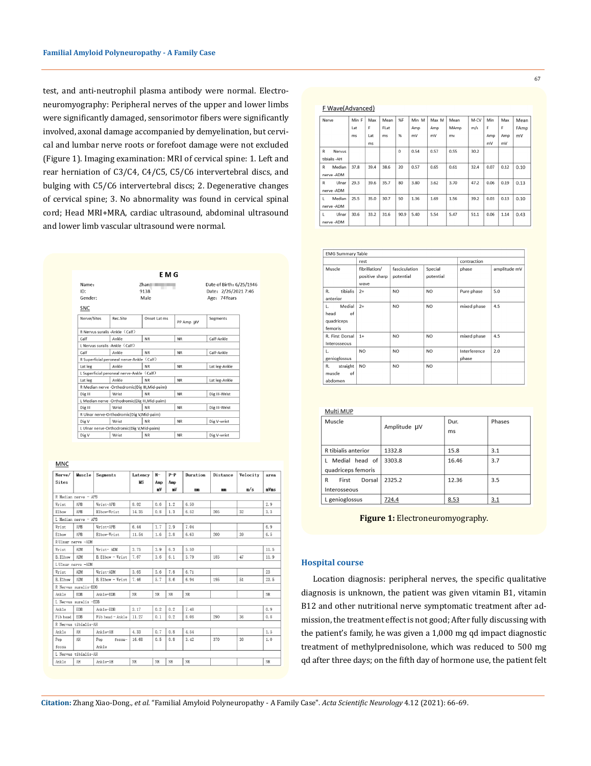test, and anti-neutrophil plasma antibody were normal. Electroneuromyography: Peripheral nerves of the upper and lower limbs were significantly damaged, sensorimotor fibers were significantly involved, axonal damage accompanied by demyelination, but cervical and lumbar nerve roots or forefoot damage were not excluded (Figure 1). Imaging examination: MRI of cervical spine: 1. Left and rear herniation of C3/C4, C4/C5, C5/C6 intervertebral discs, and bulging with C5/C6 intervertebral discs; 2. Degenerative changes of cervical spine; 3. No abnormality was found in cervical spinal cord; Head MRI+MRA, cardiac ultrasound, abdominal ultrasound and lower limb vascular ultrasound were normal.

**EMG**

Name: Zhan■■■■ | Date of Birth: 6/25/1946
ID: 9138 | Date: 2/26/2021 7:46
Gender: Male | Age: 74Years

SNC

| Nerve/Sites | Rec.Site | Onset Lat ms | PP Amp μV | Segments |
|---|---|---|---|---|
| R Nervus suralis -Ankle (Calf) | | | | |
| Calf | Ankle | NR | NR | Calf-Ankle |
| L Nervus suralis -Ankle (Calf) | | | | |
| Calf | Ankle | NR | NR | Calf-Ankle |
| R Superficial peroneal nerve-Ankle (Calf) | | | | |
| Lat leg | Ankle | NR | NR | Lat leg-Ankle |
| L Superficial peroneal nerve-Ankle (Calf) | | | | |
| Lat leg | Ankle | NR | NR | Lat leg-Ankle |
| R Median nerve -Orthodromic(Dig III,Mid-palm) | | | | |
| Dig III | Wrist | NR | NR | Dig III-Wrist |
| L Median nerve -Orthodromic(Dig III,Mid-palm) | | | | |
| Dig III | Wrist | NR | NR | Dig III-Wrist |
| R Ulnar nerve-Orthodromic(Dig V,Mid-palm) | | | | |
| Dig V | Wrist | NR | NR | Dig V-wrist |
| L Ulnar nerve-Orthodromic(Dig V,Mid-palm) | | | | |
| Dig V | Wrist | NR | NR | Dig V-wrist |

MNC

| Nerve/Sites | Muscle | Segments | Latency MS | N-Amp mV | P-P Amp mV | Duration mm | Distance mm | Velocity m/s | area mVms |
|---|---|---|---|---|---|---|---|---|---|
| R Median nerve - APB | | | | | | | | | |
| Wrist | APB | Wrist-APB | 8.02 | 0.6 | 1.2 | 6.50 | | | 2.9 |
| Elbow | APB | Elbow-Wrist | 14.35 | 0.8 | 1.3 | 6.52 | 205 | 32 | 3.3 |
| L Median nerve - APB | | | | | | | | | |
| Wrist | APB | Wrist-APB | 6.44 | 1.7 | 2.9 | 7.04 | | | 6.9 |
| Elbow | APB | Elbow-Wrist | 11.54 | 1.6 | 2.8 | 6.63 | 200 | 39 | 6.5 |
| R Ulnar nerve -ADM | | | | | | | | | |
| Wrist | ADM | Wrist- ADM | 3.75 | 3.9 | 6.3 | 5.50 | | | 11.5 |
| B.Elbow | ADM | B.Elbow - Wrist | 7.67 | 3.6 | 6.1 | 5.79 | 185 | 47 | 11.9 |
| L Ulnar nerve -ADM | | | | | | | | | |
| Wrist | ADM | Wrist-ADM | 3.65 | 5.6 | 7.8 | 6.71 | | | 23 |
| B.Elbow | ADM | B.Elbow - Wrist | 7.46 | 5.7 | 8.6 | 6.94 | 195 | 51 | 23.5 |
| R Nervus suralis-EDB | | | | | | | | | |
| Ankle | EDB | Ankle-EDB | NR | NR | NR | NR | | | NR |
| L Nervus suralis -EDB | | | | | | | | | |
| Ankle | EDB | Ankle-EDB | 3.17 | 0.2 | 0.2 | 7.48 | | | 0.9 |
| Fib head | EDB | Fib head - Ankle | 11.27 | 0.1 | 0.2 | 8.08 | 290 | 36 | 0.8 |
| R Nervus tibialis-AH | | | | | | | | | |
| Ankle | AH | Ankle-AH | 4.33 | 0.7 | 0.8 | 4.54 | | | 1.5 |
| Pop fossa | AH | Pop fossa-Ankle | 16.68 | 0.5 | 0.8 | 3.42 | 370 | 30 | 1.0 |
| L Nervus tibialis-AH | | | | | | | | | |
| Ankle | AH | Ankle-AH | NR | NR | NR | NR | | | NR |

F Wave(Advanced)

| Nerve | Min F Lat ms | Max F Lat ms | Mean FLat ms | %F % | Min M Amp mV | Max M Amp mV | Mean MAmp mv | M-CV m/s | Min F Amp mV | Max F Amp mV | Mean FAmp mV |
|---|---|---|---|---|---|---|---|---|---|---|---|
| R Nervus tibialis -AH | | | | 0 | 0.54 | 0.57 | 0.55 | 30.2 | | | |
| R Median nerve -ADM | 37.8 | 39.4 | 38.6 | 20 | 0.57 | 0.65 | 0.61 | 32.4 | 0.07 | 0.12 | 0.10 |
| R Ulnar nerve -ADM | 29.3 | 39.6 | 35.7 | 80 | 3.80 | 3.62 | 3.70 | 47.2 | 0.06 | 0.19 | 0.13 |
| L Median nerve -ADM | 25.5 | 35.0 | 30.7 | 50 | 1.36 | 1.69 | 1.56 | 39.2 | 0.03 | 0.13 | 0.10 |
| L Ulnar nerve -ADM | 30.6 | 33.2 | 31.6 | 90.9 | 5.40 | 5.54 | 5.47 | 51.1 | 0.06 | 1.14 | 0.43 |

EMG Summary Table

| Muscle | rest | | | contraction | |
|---|---|---|---|---|---|
| | fibrillation/ positive sharp wave | fasciculation potential | Special potential | phase | amplitude mV |
| R. tibialis anterior | 2+ | NO | NO | Pure phase | 5.0 |
| L. Medial head of quadriceps femoris | 2+ | NO | NO | mixed phase | 4.5 |
| R. First Dorsal Interosseous | 1+ | NO | NO | mixed phase | 4.5 |
| L. genioglossus | NO | NO | NO | Interference phase | 2.0 |
| R. straight muscle of abdomen | NO | NO | NO | | |

Multi MUP

| Muscle | Amplitude μV | Dur. ms | Phases |
|---|---|---|---|
| R tibialis anterior | 1332.8 | 15.8 | 3.1 |
| L Medial head of quadriceps femoris | 3303.8 | 16.46 | 3.7 |
| R First Dorsal Interosseous | 2325.2 | 12.36 | 3.5 |
| L genioglossus | 724.4 | 8.53 | 3.1 |

**Figure 1:** Electroneuromyography.

## Hospital course

Location diagnosis: peripheral nerves, the specific qualitative diagnosis is unknown, the patient was given vitamin B1, vitamin B12 and other nutritional nerve symptomatic treatment after admission, the treatment effect is not good; After fully discussing with the patient's family, he was given a 1,000 mg qd impact diagnostic treatment of methylprednisolone, which was reduced to 500 mg qd after three days; on the fifth day of hormone use, the patient felt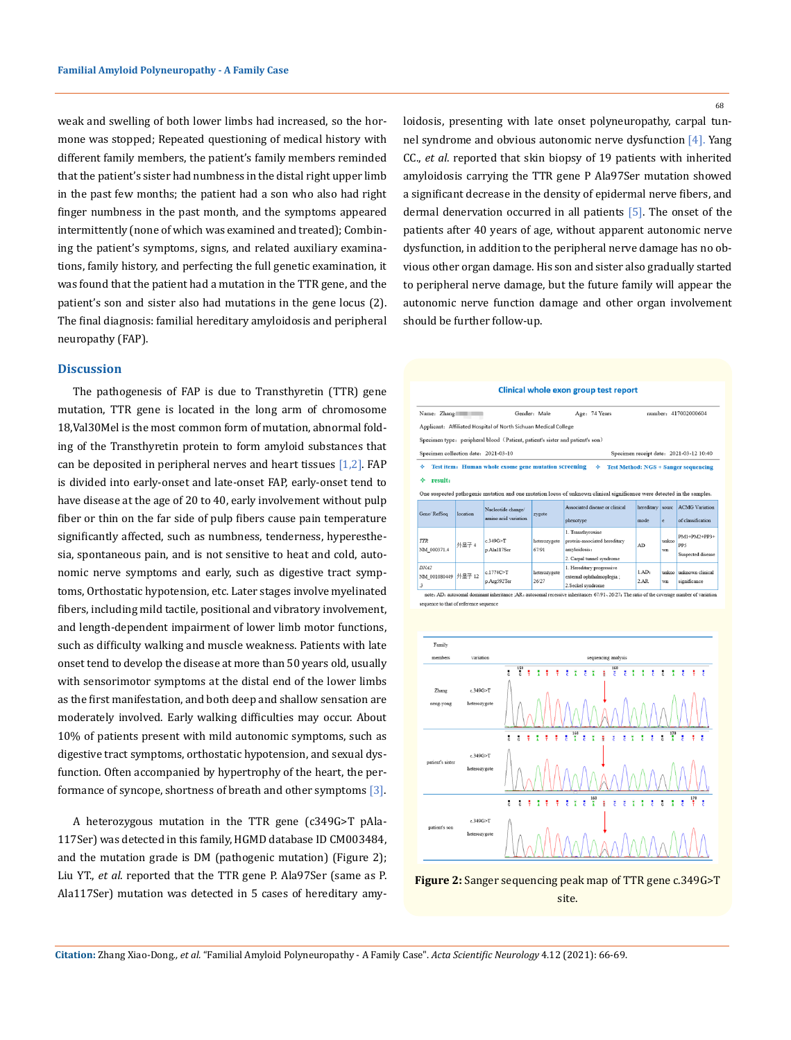weak and swelling of both lower limbs had increased, so the hormone was stopped; Repeated questioning of medical history with different family members, the patient's family members reminded that the patient's sister had numbness in the distal right upper limb in the past few months; the patient had a son who also had right finger numbness in the past month, and the symptoms appeared intermittently (none of which was examined and treated); Combining the patient's symptoms, signs, and related auxiliary examinations, family history, and perfecting the full genetic examination, it was found that the patient had a mutation in the TTR gene, and the patient's son and sister also had mutations in the gene locus (2). The final diagnosis: familial hereditary amyloidosis and peripheral neuropathy (FAP).

## Discussion

The pathogenesis of FAP is due to Transthyretin (TTR) gene mutation, TTR gene is located in the long arm of chromosome 18,Val30Mel is the most common form of mutation, abnormal folding of the Transthyretin protein to form amyloid substances that can be deposited in peripheral nerves and heart tissues [1,2]. FAP is divided into early-onset and late-onset FAP, early-onset tend to have disease at the age of 20 to 40, early involvement without pulp fiber or thin on the far side of pulp fibers cause pain temperature significantly affected, such as numbness, tenderness, hyperesthesia, spontaneous pain, and is not sensitive to heat and cold, autonomic nerve symptoms and early, such as digestive tract symptoms, Orthostatic hypotension, etc. Later stages involve myelinated fibers, including mild tactile, positional and vibratory involvement, and length-dependent impairment of lower limb motor functions, such as difficulty walking and muscle weakness. Patients with late onset tend to develop the disease at more than 50 years old, usually with sensorimotor symptoms at the distal end of the lower limbs as the first manifestation, and both deep and shallow sensation are moderately involved. Early walking difficulties may occur. About 10% of patients present with mild autonomic symptoms, such as digestive tract symptoms, orthostatic hypotension, and sexual dysfunction. Often accompanied by hypertrophy of the heart, the performance of syncope, shortness of breath and other symptoms [3].

A heterozygous mutation in the TTR gene (c349G>T pAla-117Ser) was detected in this family, HGMD database ID CM003484, and the mutation grade is DM (pathogenic mutation) (Figure 2); Liu YT., *et al*. reported that the TTR gene P. Ala97Ser (same as P. Ala117Ser) mutation was detected in 5 cases of hereditary amyloidosis, presenting with late onset polyneuropathy, carpal tunnel syndrome and obvious autonomic nerve dysfunction [4]. Yang CC., *et al*. reported that skin biopsy of 19 patients with inherited amyloidosis carrying the TTR gene P Ala97Ser mutation showed a significant decrease in the density of epidermal nerve fibers, and dermal denervation occurred in all patients [5]. The onset of the patients after 40 years of age, without apparent autonomic nerve dysfunction, in addition to the peripheral nerve damage has no obvious other organ damage. His son and sister also gradually started to peripheral nerve damage, but the future family will appear the autonomic nerve function damage and other organ involvement should be further follow-up.

**Clinical whole exon group test report**

Name: Zhang　　Gender: Male　　Age: 74 Years　　number: 417002000604

Applicant: Affiliated Hospital of North Sichuan Medical College

Specimen type: peripheral blood (Patient, patient's sister and patient's son)

Specimen collection date: 2021-03-10　　Specimen receipt date: 2021-03-12 10:40

✧ Test item: Human whole exome gene mutation screening　✧ Test Method: NGS + Sanger sequencing

✧ result:

One suspected pathogenic mutation and one mutation locus of unknown clinical significance were detected in the samples.

| Gene/ RefSeq | location | Nucleotide change/ amino acid variation | zygote | Associated disease or clinical phenotype | hereditary mode | source | ACMG Variation of classification |
|---|---|---|---|---|---|---|---|
| *TTR* NM_000371.4 | 外显子 4 | c.349G>T p.Ala117Ser | heterozygote 67/91 | 1. Transthyroxine protein-associated hereditary amyloidosis; 2. Carpal tunnel syndrome | AD | unknown | PM1+PM2+PP3+PP5 Suspected disease |
| *DNA2* NM_001080449.3 | 外显子 12 | c.1774C>T p.Arg592Ter | heterozygote 26/27 | 1. Hereditary progressive external ophthalmoplegia; 2.Seckel syndrome | 1.AD; 2.AR | unknown | unknown clinical significance |

note: AD: autosomal dominant inheritance; AR: autosomal recessive inheritance; 67/91、26/27: The ratio of the coverage number of variation sequence to that of reference sequence

| Family members | variation | sequencing analysis |
|---|---|---|
| Zhang neng-yong | c.349G>T heterozygote | |
| patient's sister | c.349G>T heterozygote | |
| patient's son | c.349G>T heterozygote | |

**Figure 2:** Sanger sequencing peak map of TTR gene c.349G>T site.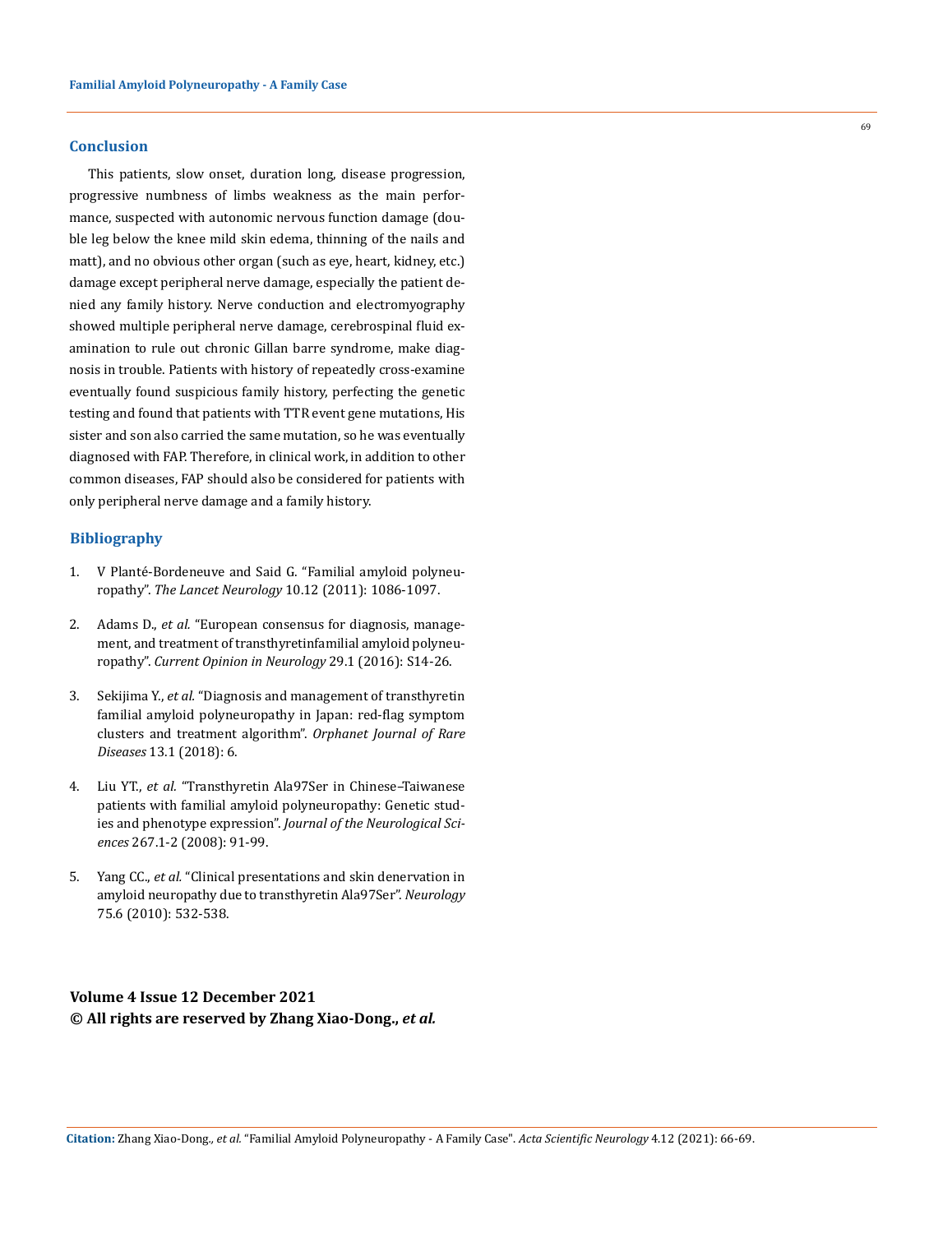## Conclusion

This patients, slow onset, duration long, disease progression, progressive numbness of limbs weakness as the main performance, suspected with autonomic nervous function damage (double leg below the knee mild skin edema, thinning of the nails and matt), and no obvious other organ (such as eye, heart, kidney, etc.) damage except peripheral nerve damage, especially the patient denied any family history. Nerve conduction and electromyography showed multiple peripheral nerve damage, cerebrospinal fluid examination to rule out chronic Gillan barre syndrome, make diagnosis in trouble. Patients with history of repeatedly cross-examine eventually found suspicious family history, perfecting the genetic testing and found that patients with TTR event gene mutations, His sister and son also carried the same mutation, so he was eventually diagnosed with FAP. Therefore, in clinical work, in addition to other common diseases, FAP should also be considered for patients with only peripheral nerve damage and a family history.

## Bibliography

1. V Planté-Bordeneuve and Said G. "Familial amyloid polyneuropathy". *The Lancet Neurology* 10.12 (2011): 1086-1097.
2. Adams D., *et al.* "European consensus for diagnosis, management, and treatment of transthyretinfamilial amyloid polyneuropathy". *Current Opinion in Neurology* 29.1 (2016): S14-26.
3. Sekijima Y., *et al.* "Diagnosis and management of transthyretin familial amyloid polyneuropathy in Japan: red-flag symptom clusters and treatment algorithm". *Orphanet Journal of Rare Diseases* 13.1 (2018): 6.
4. Liu YT., *et al.* "Transthyretin Ala97Ser in Chinese–Taiwanese patients with familial amyloid polyneuropathy: Genetic studies and phenotype expression". *Journal of the Neurological Sciences* 267.1-2 (2008): 91-99.
5. Yang CC., *et al.* "Clinical presentations and skin denervation in amyloid neuropathy due to transthyretin Ala97Ser". *Neurology* 75.6 (2010): 532-538.

**Volume 4 Issue 12 December 2021**
**© All rights are reserved by Zhang Xiao-Dong., *et al.***